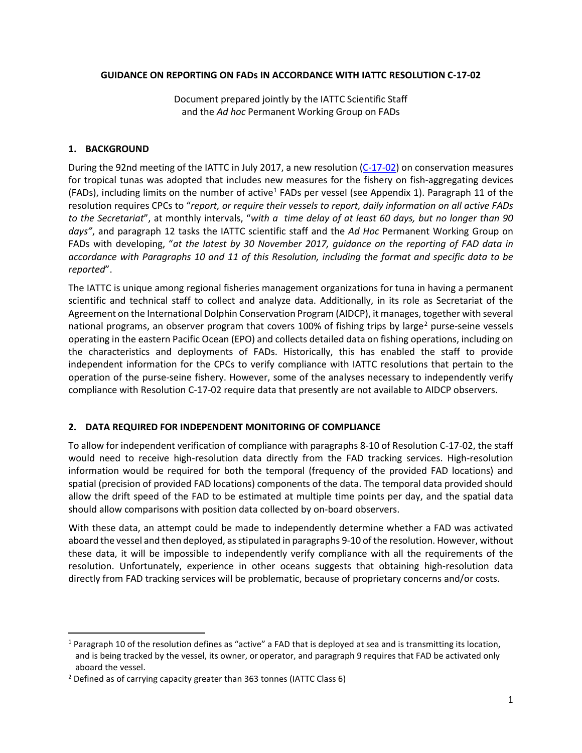# GUIDANCE ON REPORTING ON FADs IN ACCORDANCE WITH IATTC RESOLUTION C-17-02

Document prepared jointly by the IATTC Scientific Staff and the *Ad hoc* Permanent Working Group on FADs

## 1. BACKGROUND

During the 92nd meeting of the IATTC in July 2017, a new resolution (C-17-02) on conservation measures for tropical tunas was adopted that includes new measures for the fishery on fish-aggregating devices (FADs), including limits on the number of active[1] FADs per vessel (see Appendix 1). Paragraph 11 of the resolution requires CPCs to "*report, or require their vessels to report, daily information on all active FADs to the Secretariat*", at monthly intervals, "*with a time delay of at least 60 days, but no longer than 90 days"*, and paragraph 12 tasks the IATTC scientific staff and the *Ad Hoc* Permanent Working Group on FADs with developing, "*at the latest by 30 November 2017, guidance on the reporting of FAD data in accordance with Paragraphs 10 and 11 of this Resolution, including the format and specific data to be reported*".

The IATTC is unique among regional fisheries management organizations for tuna in having a permanent scientific and technical staff to collect and analyze data. Additionally, in its role as Secretariat of the Agreement on the International Dolphin Conservation Program (AIDCP), it manages, together with several national programs, an observer program that covers 100% of fishing trips by large[2] purse-seine vessels operating in the eastern Pacific Ocean (EPO) and collects detailed data on fishing operations, including on the characteristics and deployments of FADs. Historically, this has enabled the staff to provide independent information for the CPCs to verify compliance with IATTC resolutions that pertain to the operation of the purse-seine fishery. However, some of the analyses necessary to independently verify compliance with Resolution C-17-02 require data that presently are not available to AIDCP observers.

## 2. DATA REQUIRED FOR INDEPENDENT MONITORING OF COMPLIANCE

To allow for independent verification of compliance with paragraphs 8-10 of Resolution C-17-02, the staff would need to receive high-resolution data directly from the FAD tracking services. High-resolution information would be required for both the temporal (frequency of the provided FAD locations) and spatial (precision of provided FAD locations) components of the data. The temporal data provided should allow the drift speed of the FAD to be estimated at multiple time points per day, and the spatial data should allow comparisons with position data collected by on-board observers.

With these data, an attempt could be made to independently determine whether a FAD was activated aboard the vessel and then deployed, as stipulated in paragraphs 9-10 of the resolution. However, without these data, it will be impossible to independently verify compliance with all the requirements of the resolution. Unfortunately, experience in other oceans suggests that obtaining high-resolution data directly from FAD tracking services will be problematic, because of proprietary concerns and/or costs.

---

[1] Paragraph 10 of the resolution defines as "active" a FAD that is deployed at sea and is transmitting its location, and is being tracked by the vessel, its owner, or operator, and paragraph 9 requires that FAD be activated only aboard the vessel.

[2] Defined as of carrying capacity greater than 363 tonnes (IATTC Class 6)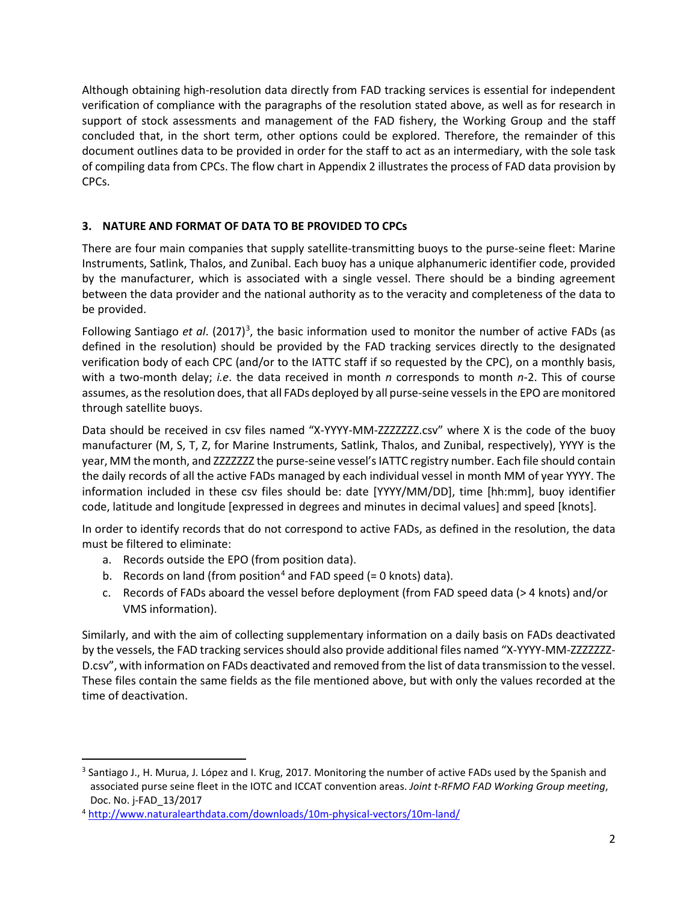Although obtaining high-resolution data directly from FAD tracking services is essential for independent verification of compliance with the paragraphs of the resolution stated above, as well as for research in support of stock assessments and management of the FAD fishery, the Working Group and the staff concluded that, in the short term, other options could be explored. Therefore, the remainder of this document outlines data to be provided in order for the staff to act as an intermediary, with the sole task of compiling data from CPCs. The flow chart in Appendix 2 illustrates the process of FAD data provision by CPCs.

## 3. NATURE AND FORMAT OF DATA TO BE PROVIDED TO CPCs

There are four main companies that supply satellite-transmitting buoys to the purse-seine fleet: Marine Instruments, Satlink, Thalos, and Zunibal. Each buoy has a unique alphanumeric identifier code, provided by the manufacturer, which is associated with a single vessel. There should be a binding agreement between the data provider and the national authority as to the veracity and completeness of the data to be provided.

Following Santiago *et al*. (2017)[3], the basic information used to monitor the number of active FADs (as defined in the resolution) should be provided by the FAD tracking services directly to the designated verification body of each CPC (and/or to the IATTC staff if so requested by the CPC), on a monthly basis, with a two-month delay; *i.e*. the data received in month *n* corresponds to month *n*-2. This of course assumes, as the resolution does, that all FADs deployed by all purse-seine vessels in the EPO are monitored through satellite buoys.

Data should be received in csv files named "X-YYYY-MM-ZZZZZZZ.csv" where X is the code of the buoy manufacturer (M, S, T, Z, for Marine Instruments, Satlink, Thalos, and Zunibal, respectively), YYYY is the year, MM the month, and ZZZZZZZ the purse-seine vessel's IATTC registry number. Each file should contain the daily records of all the active FADs managed by each individual vessel in month MM of year YYYY. The information included in these csv files should be: date [YYYY/MM/DD], time [hh:mm], buoy identifier code, latitude and longitude [expressed in degrees and minutes in decimal values] and speed [knots].

In order to identify records that do not correspond to active FADs, as defined in the resolution, the data must be filtered to eliminate:

a. Records outside the EPO (from position data).
b. Records on land (from position[4] and FAD speed (= 0 knots) data).
c. Records of FADs aboard the vessel before deployment (from FAD speed data (> 4 knots) and/or VMS information).

Similarly, and with the aim of collecting supplementary information on a daily basis on FADs deactivated by the vessels, the FAD tracking services should also provide additional files named "X-YYYY-MM-ZZZZZZZ-D.csv", with information on FADs deactivated and removed from the list of data transmission to the vessel. These files contain the same fields as the file mentioned above, but with only the values recorded at the time of deactivation.

---

[3] Santiago J., H. Murua, J. López and I. Krug, 2017. Monitoring the number of active FADs used by the Spanish and associated purse seine fleet in the IOTC and ICCAT convention areas. *Joint t-RFMO FAD Working Group meeting*, Doc. No. j-FAD_13/2017

[4] http://www.naturalearthdata.com/downloads/10m-physical-vectors/10m-land/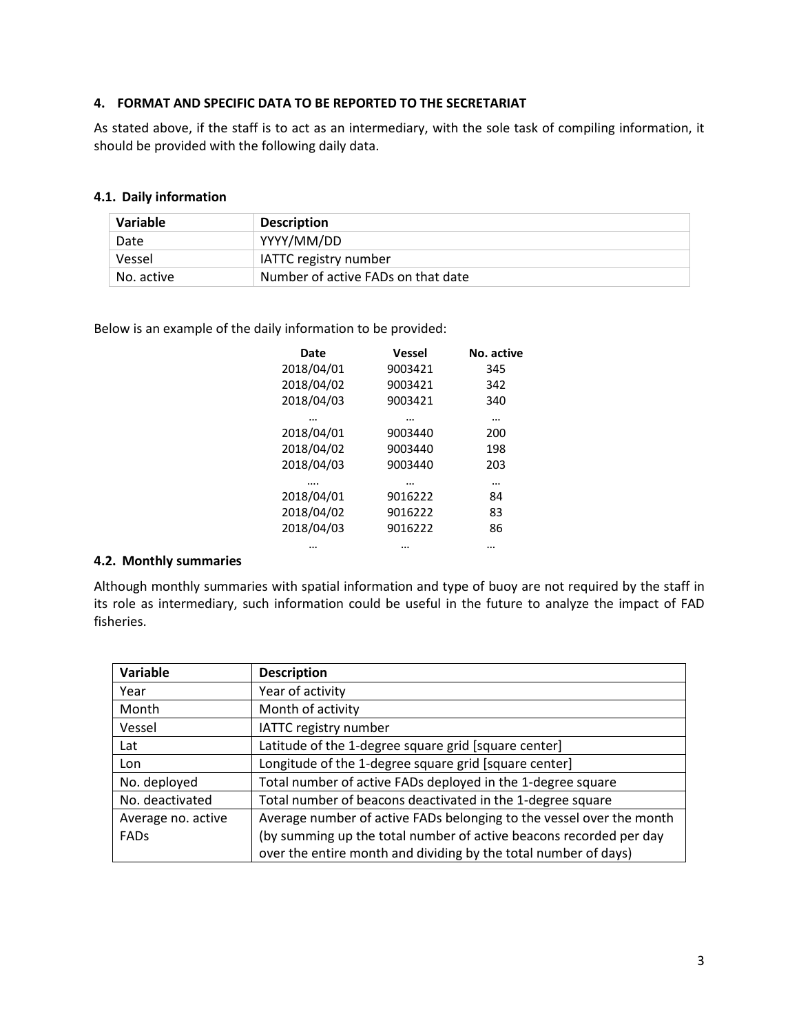## 4. FORMAT AND SPECIFIC DATA TO BE REPORTED TO THE SECRETARIAT

As stated above, if the staff is to act as an intermediary, with the sole task of compiling information, it should be provided with the following daily data.

### 4.1. Daily information

| Variable | Description |
|---|---|
| Date | YYYY/MM/DD |
| Vessel | IATTC registry number |
| No. active | Number of active FADs on that date |

Below is an example of the daily information to be provided:

| Date | Vessel | No. active |
|---|---|---|
| 2018/04/01 | 9003421 | 345 |
| 2018/04/02 | 9003421 | 342 |
| 2018/04/03 | 9003421 | 340 |
| … | … | … |
| 2018/04/01 | 9003440 | 200 |
| 2018/04/02 | 9003440 | 198 |
| 2018/04/03 | 9003440 | 203 |
| …. | … | … |
| 2018/04/01 | 9016222 | 84 |
| 2018/04/02 | 9016222 | 83 |
| 2018/04/03 | 9016222 | 86 |
| … | … | … |

### 4.2. Monthly summaries

Although monthly summaries with spatial information and type of buoy are not required by the staff in its role as intermediary, such information could be useful in the future to analyze the impact of FAD fisheries.

| Variable | Description |
|---|---|
| Year | Year of activity |
| Month | Month of activity |
| Vessel | IATTC registry number |
| Lat | Latitude of the 1-degree square grid [square center] |
| Lon | Longitude of the 1-degree square grid [square center] |
| No. deployed | Total number of active FADs deployed in the 1-degree square |
| No. deactivated | Total number of beacons deactivated in the 1-degree square |
| Average no. active FADs | Average number of active FADs belonging to the vessel over the month (by summing up the total number of active beacons recorded per day over the entire month and dividing by the total number of days) |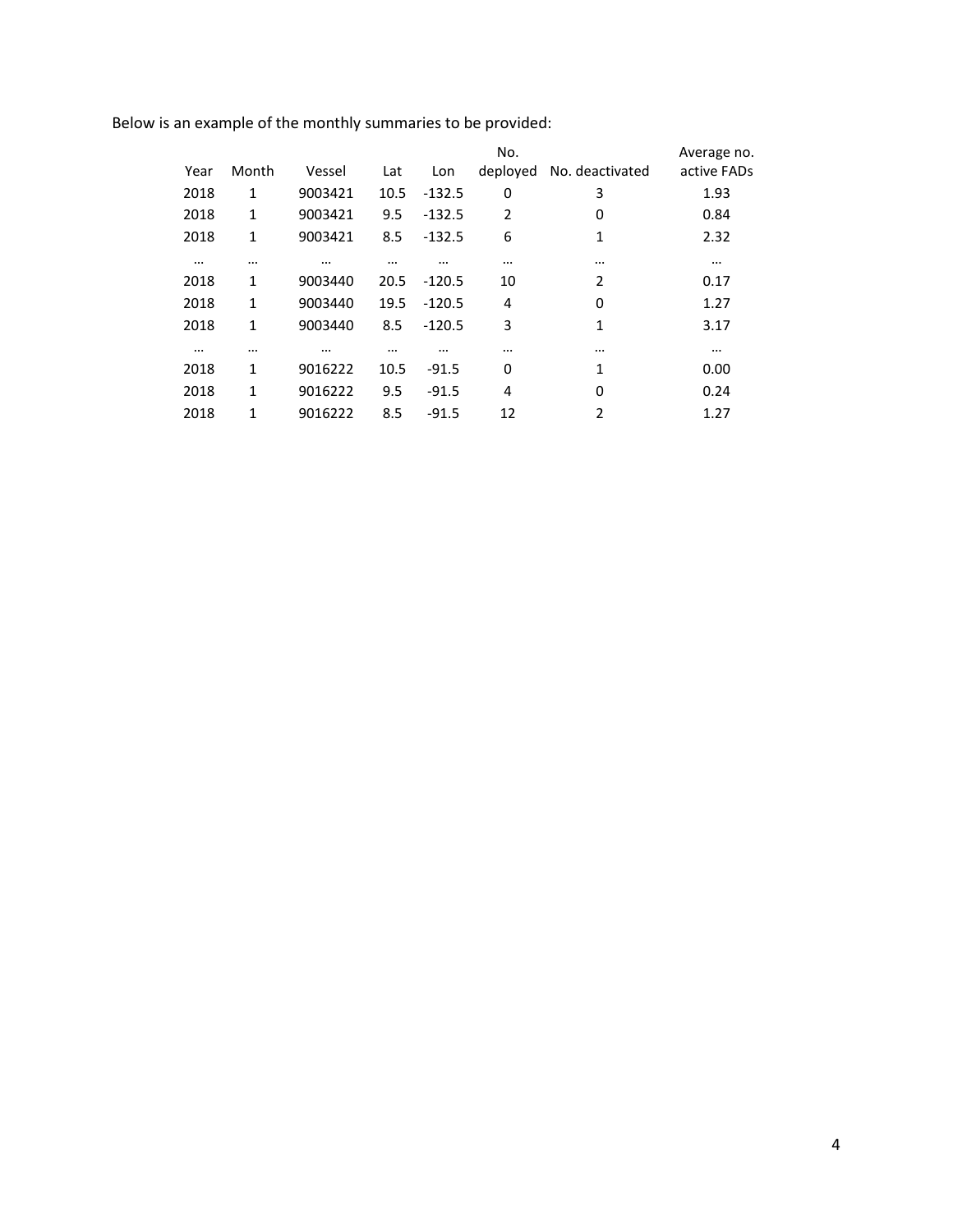Below is an example of the monthly summaries to be provided:

| Year | Month | Vessel | Lat | Lon | No. deployed | No. deactivated | Average no. active FADs |
|---|---|---|---|---|---|---|---|
| 2018 | 1 | 9003421 | 10.5 | -132.5 | 0 | 3 | 1.93 |
| 2018 | 1 | 9003421 | 9.5 | -132.5 | 2 | 0 | 0.84 |
| 2018 | 1 | 9003421 | 8.5 | -132.5 | 6 | 1 | 2.32 |
| … | … | … | … | … | … | … | … |
| 2018 | 1 | 9003440 | 20.5 | -120.5 | 10 | 2 | 0.17 |
| 2018 | 1 | 9003440 | 19.5 | -120.5 | 4 | 0 | 1.27 |
| 2018 | 1 | 9003440 | 8.5 | -120.5 | 3 | 1 | 3.17 |
| … | … | … | … | … | … | … | … |
| 2018 | 1 | 9016222 | 10.5 | -91.5 | 0 | 1 | 0.00 |
| 2018 | 1 | 9016222 | 9.5 | -91.5 | 4 | 0 | 0.24 |
| 2018 | 1 | 9016222 | 8.5 | -91.5 | 12 | 2 | 1.27 |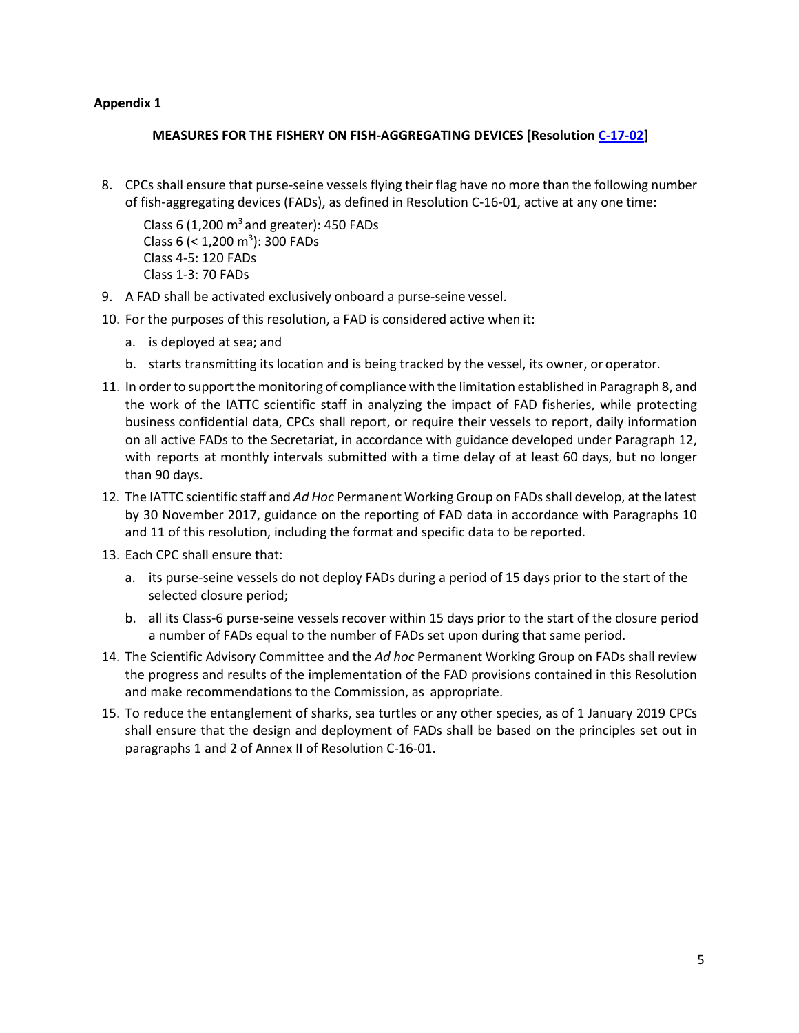**Appendix 1**

**MEASURES FOR THE FISHERY ON FISH-AGGREGATING DEVICES [Resolution C-17-02]**

8. CPCs shall ensure that purse-seine vessels flying their flag have no more than the following number of fish-aggregating devices (FADs), as defined in Resolution C-16-01, active at any one time:

   Class 6 (1,200 $m^3$ and greater): 450 FADs
   Class 6 (< 1,200 $m^3$): 300 FADs
   Class 4-5: 120 FADs
   Class 1-3: 70 FADs

9. A FAD shall be activated exclusively onboard a purse-seine vessel.
10. For the purposes of this resolution, a FAD is considered active when it:
    a. is deployed at sea; and
    b. starts transmitting its location and is being tracked by the vessel, its owner, or operator.
11. In order to support the monitoring of compliance with the limitation established in Paragraph 8, and the work of the IATTC scientific staff in analyzing the impact of FAD fisheries, while protecting business confidential data, CPCs shall report, or require their vessels to report, daily information on all active FADs to the Secretariat, in accordance with guidance developed under Paragraph 12, with reports at monthly intervals submitted with a time delay of at least 60 days, but no longer than 90 days.
12. The IATTC scientific staff and *Ad Hoc* Permanent Working Group on FADs shall develop, at the latest by 30 November 2017, guidance on the reporting of FAD data in accordance with Paragraphs 10 and 11 of this resolution, including the format and specific data to be reported.
13. Each CPC shall ensure that:
    a. its purse-seine vessels do not deploy FADs during a period of 15 days prior to the start of the selected closure period;
    b. all its Class-6 purse-seine vessels recover within 15 days prior to the start of the closure period a number of FADs equal to the number of FADs set upon during that same period.
14. The Scientific Advisory Committee and the *Ad hoc* Permanent Working Group on FADs shall review the progress and results of the implementation of the FAD provisions contained in this Resolution and make recommendations to the Commission, as appropriate.
15. To reduce the entanglement of sharks, sea turtles or any other species, as of 1 January 2019 CPCs shall ensure that the design and deployment of FADs shall be based on the principles set out in paragraphs 1 and 2 of Annex II of Resolution C-16-01.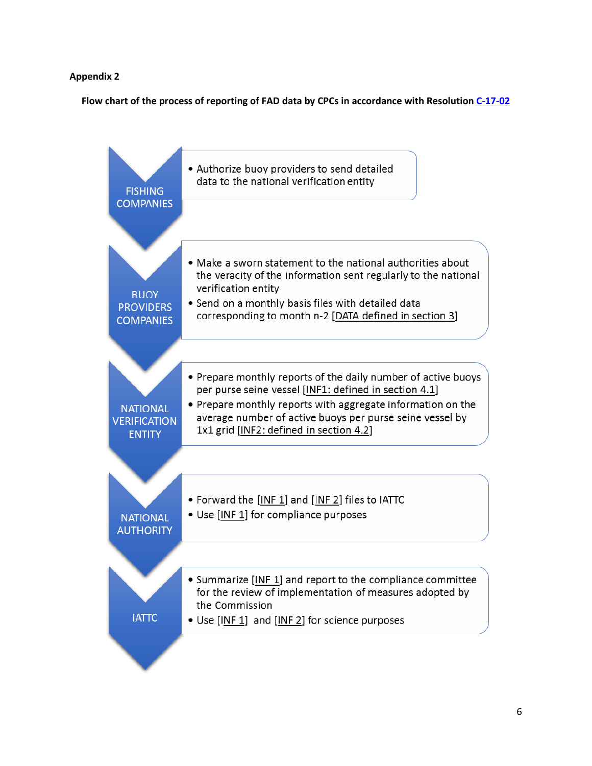**Appendix 2**

**Flow chart of the process of reporting of FAD data by CPCs in accordance with Resolution C-17-02**

**FISHING COMPANIES**

- Authorize buoy providers to send detailed data to the national verification entity

**BUOY PROVIDERS COMPANIES**

- Make a sworn statement to the national authorities about the veracity of the information sent regularly to the national verification entity
- Send on a monthly basis files with detailed data corresponding to month n-2 [DATA defined in section 3]

**NATIONAL VERIFICATION ENTITY**

- Prepare monthly reports of the daily number of active buoys per purse seine vessel [INF1: defined in section 4.1]
- Prepare monthly reports with aggregate information on the average number of active buoys per purse seine vessel by 1x1 grid [INF2: defined in section 4.2]

**NATIONAL AUTHORITY**

- Forward the [INF 1] and [INF 2] files to IATTC
- Use [INF 1] for compliance purposes

**IATTC**

- Summarize [INF 1] and report to the compliance committee for the review of implementation of measures adopted by the Commission
- Use [INF 1] and [INF 2] for science purposes